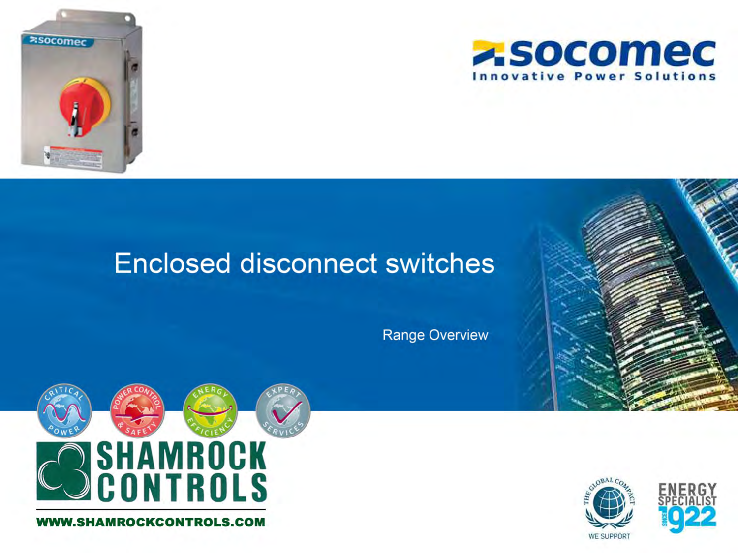socomec

Innovative Power Solutions

# Enclosed disconnect switches

Range Overview

SHAMROCK CONTROLS

WWW.SHAMROCKCONTROLS.COM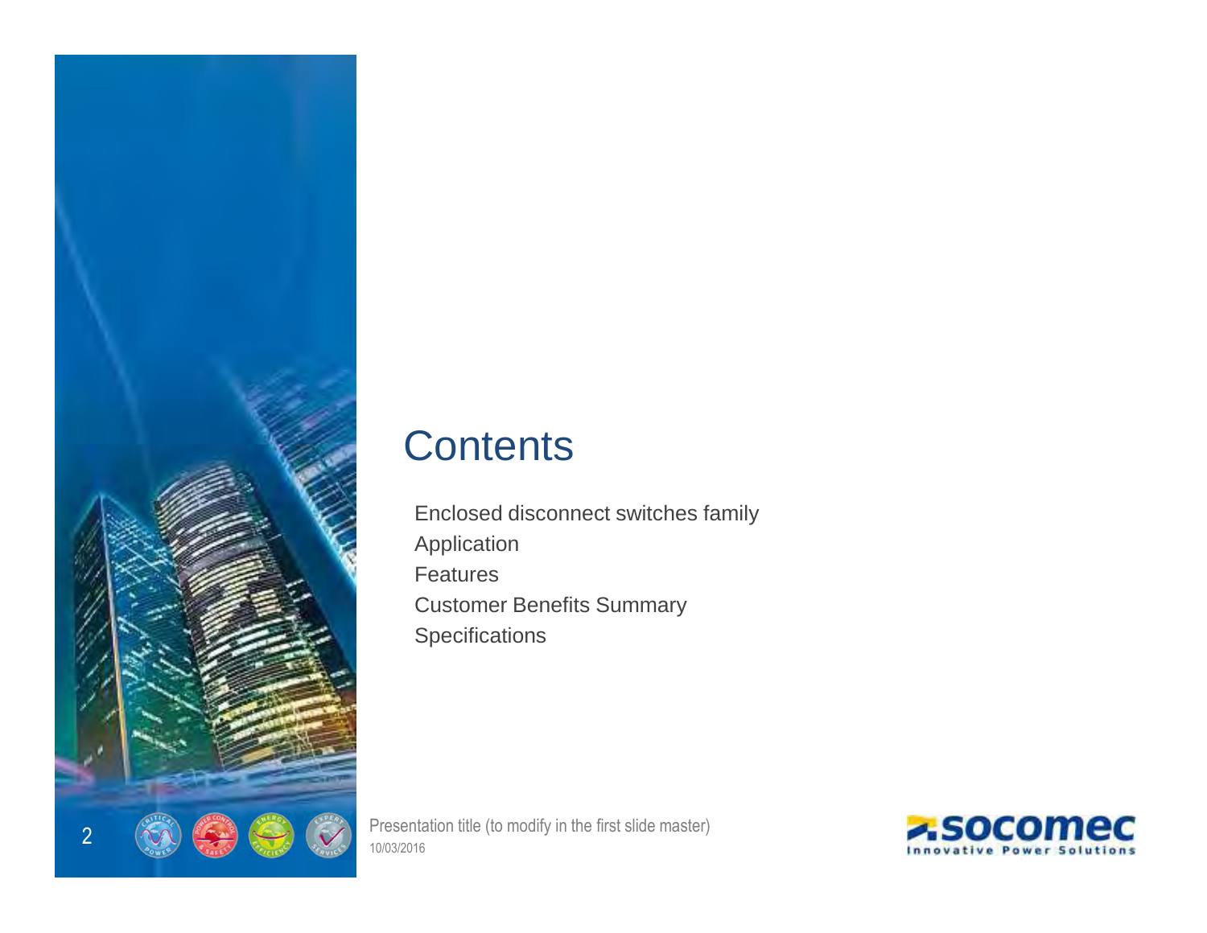# Contents

- Enclosed disconnect switches family
- Application
- Features
- Customer Benefits Summary
- Specifications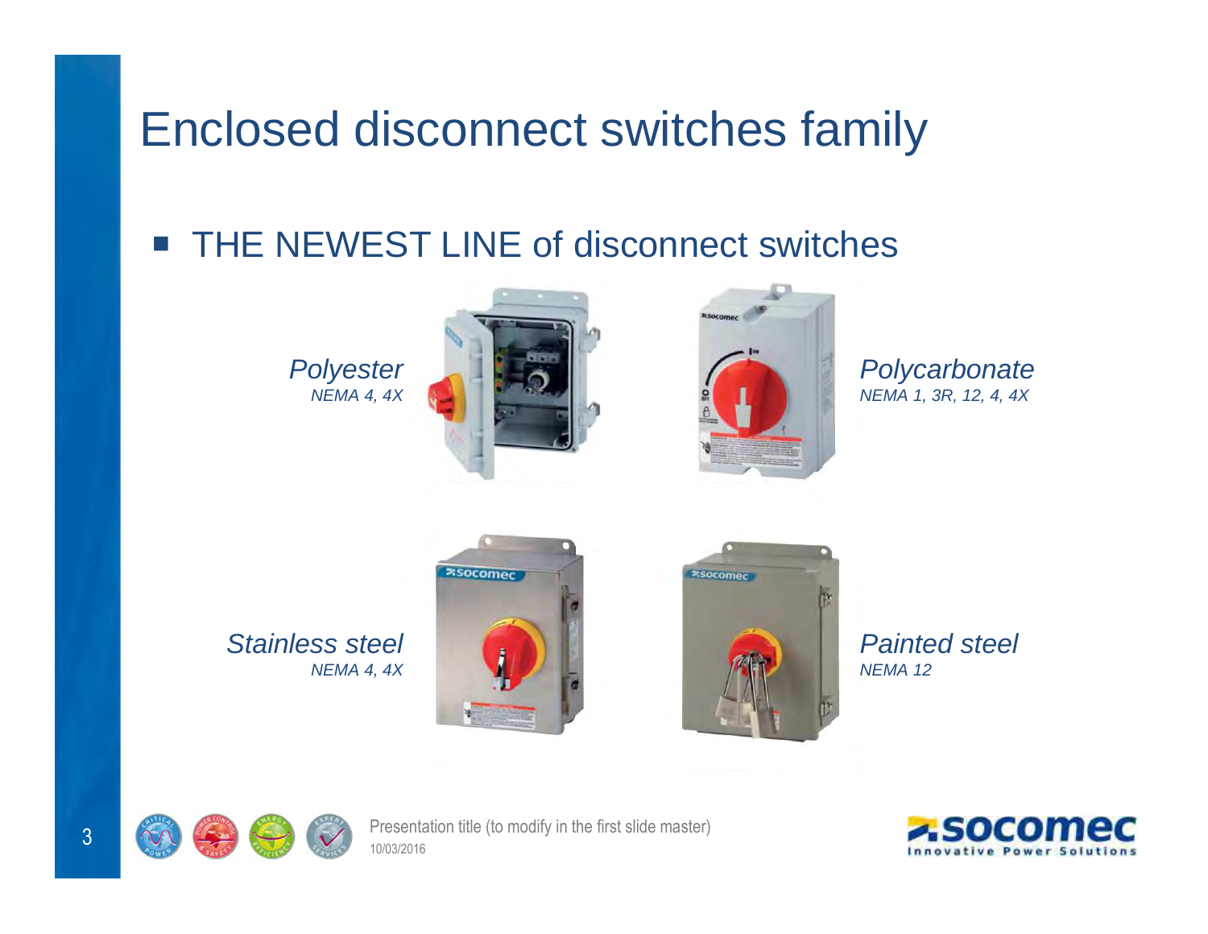# Enclosed disconnect switches family

- THE NEWEST LINE of disconnect switches

*Polyester*
*NEMA 4, 4X*

*Polycarbonate*
*NEMA 1, 3R, 12, 4, 4X*

*Stainless steel*
*NEMA 4, 4X*

*Painted steel*
*NEMA 12*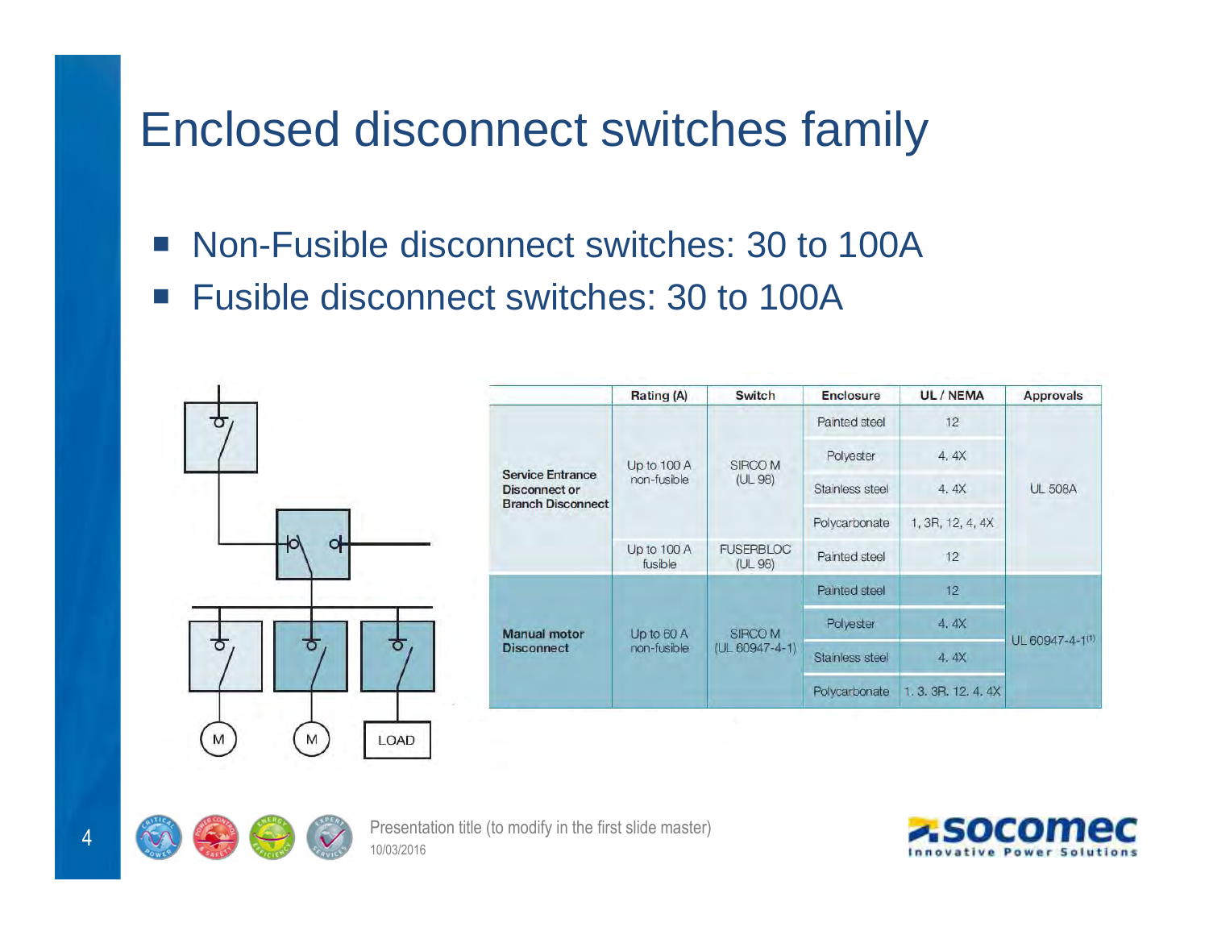# Enclosed disconnect switches family

- Non-Fusible disconnect switches: 30 to 100A
- Fusible disconnect switches: 30 to 100A

| | Rating (A) | Switch | Enclosure | UL / NEMA | Approvals |
|---|---|---|---|---|---|
| **Service Entrance Disconnect or Branch Disconnect** | Up to 100 A non-fusible | SIRCO M (UL 98) | Painted steel | 12 | UL 508A |
| | | | Polyester | 4, 4X | |
| | | | Stainless steel | 4, 4X | |
| | | | Polycarbonate | 1, 3R, 12, 4, 4X | |
| | Up to 100 A fusible | FUSERBLOC (UL 98) | Painted steel | 12 | |
| **Manual motor Disconnect** | Up to 60 A non-fusible | SIRCO M (UL 60947-4-1) | Painted steel | 12 | UL 60947-4-1(1) |
| | | | Polyester | 4, 4X | |
| | | | Stainless steel | 4, 4X | |
| | | | Polycarbonate | 1, 3, 3R, 12, 4, 4X | |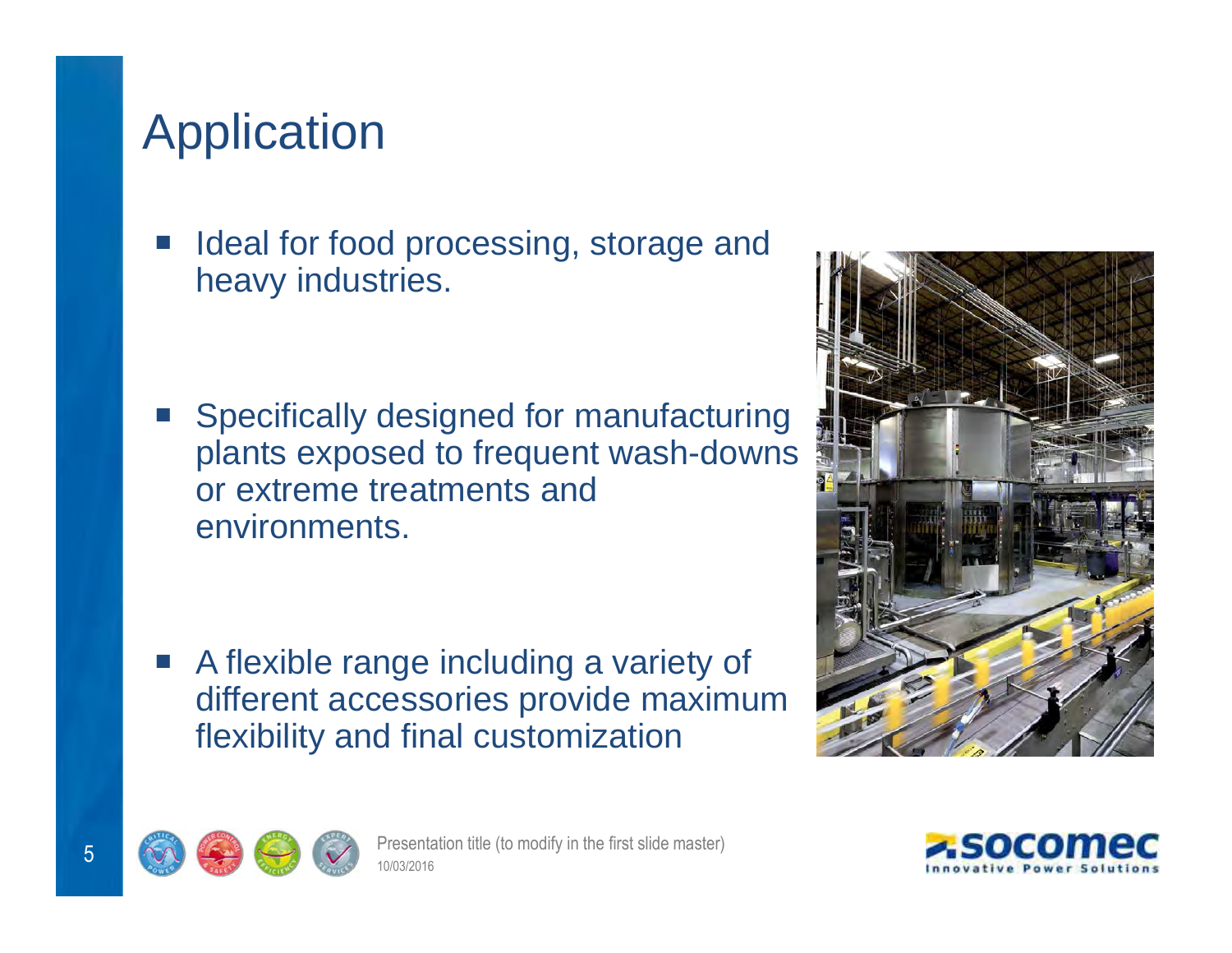# Application

- Ideal for food processing, storage and heavy industries.
- Specifically designed for manufacturing plants exposed to frequent wash-downs or extreme treatments and environments.
- A flexible range including a variety of different accessories provide maximum flexibility and final customization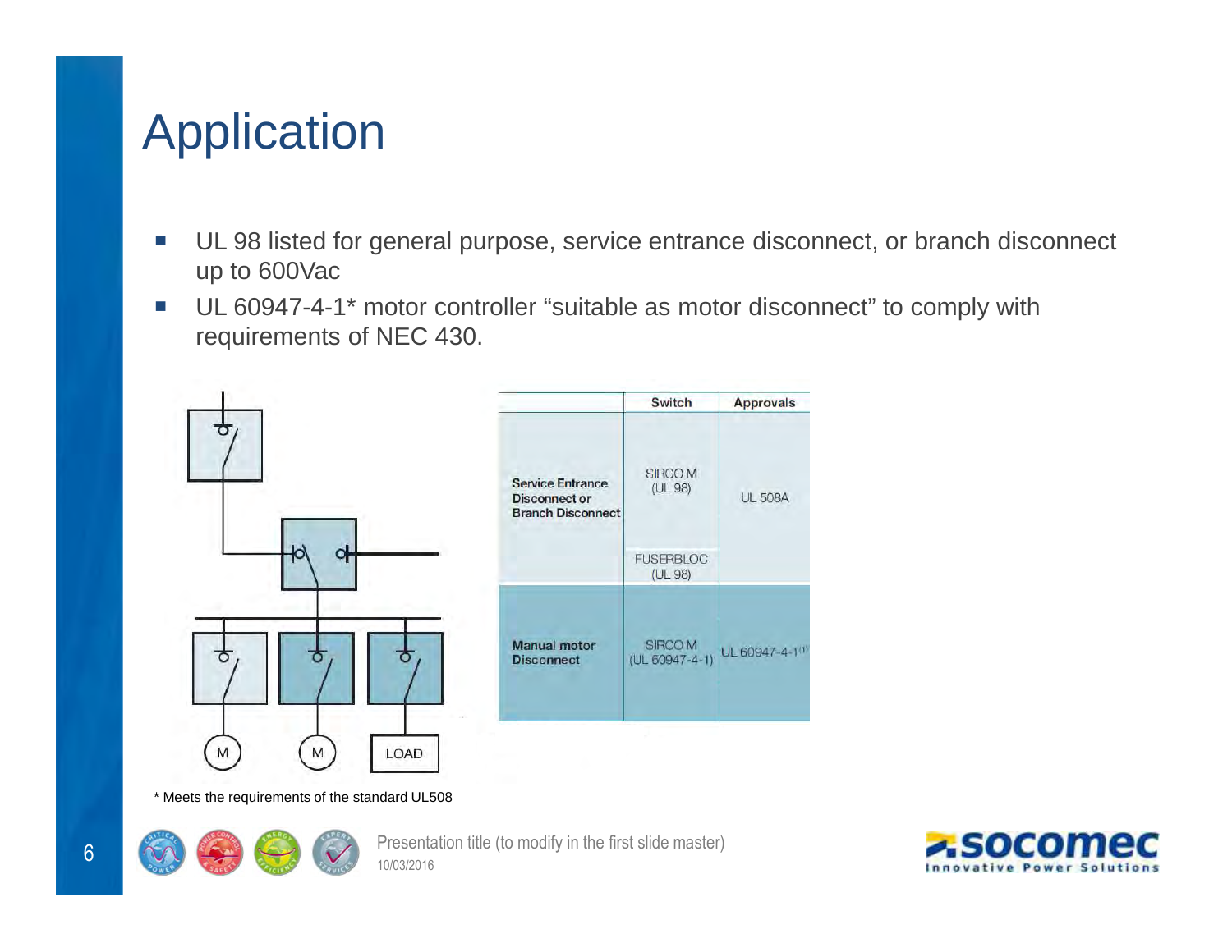# Application

- UL 98 listed for general purpose, service entrance disconnect, or branch disconnect up to 600Vac
- UL 60947-4-1* motor controller "suitable as motor disconnect" to comply with requirements of NEC 430.

| | Switch | Approvals |
|---|---|---|
| **Service Entrance Disconnect or Branch Disconnect** | SIRCO M (UL 98) | UL 508A |
| | FUSERBLOC (UL 98) | |
| **Manual motor Disconnect** | SIRCO M (UL 60947-4-1) | UL 60947-4-1[1] |

\* Meets the requirements of the standard UL508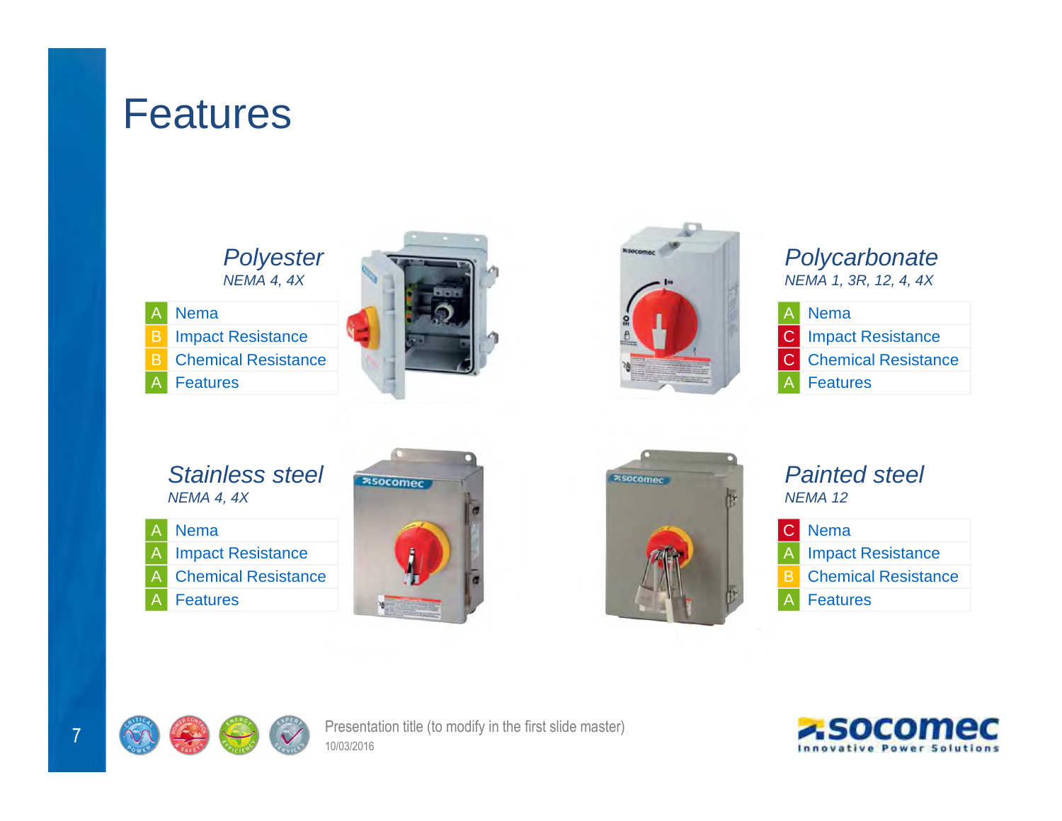# Features

### *Polyester*
*NEMA 4, 4X*

| Rating | Criterion |
|---|---|
| A | Nema |
| B | Impact Resistance |
| B | Chemical Resistance |
| A | Features |

### *Polycarbonate*
*NEMA 1, 3R, 12, 4, 4X*

| Rating | Criterion |
|---|---|
| A | Nema |
| C | Impact Resistance |
| C | Chemical Resistance |
| A | Features |

### *Stainless steel*
*NEMA 4, 4X*

| Rating | Criterion |
|---|---|
| A | Nema |
| A | Impact Resistance |
| A | Chemical Resistance |
| A | Features |

### *Painted steel*
*NEMA 12*

| Rating | Criterion |
|---|---|
| C | Nema |
| A | Impact Resistance |
| B | Chemical Resistance |
| A | Features |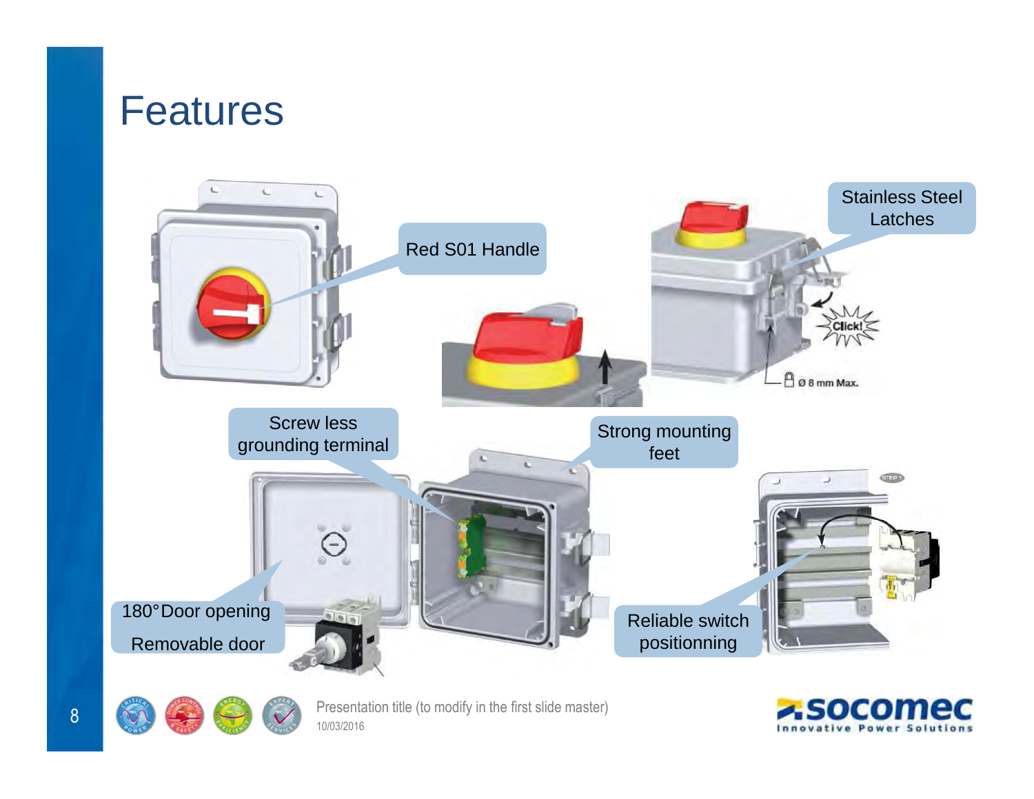# Features

Red S01 Handle

Stainless Steel Latches

Click!

Ø 8 mm Max.

Screw less grounding terminal

Strong mounting feet

STEP 1

180° Door opening

Removable door

Reliable switch positionning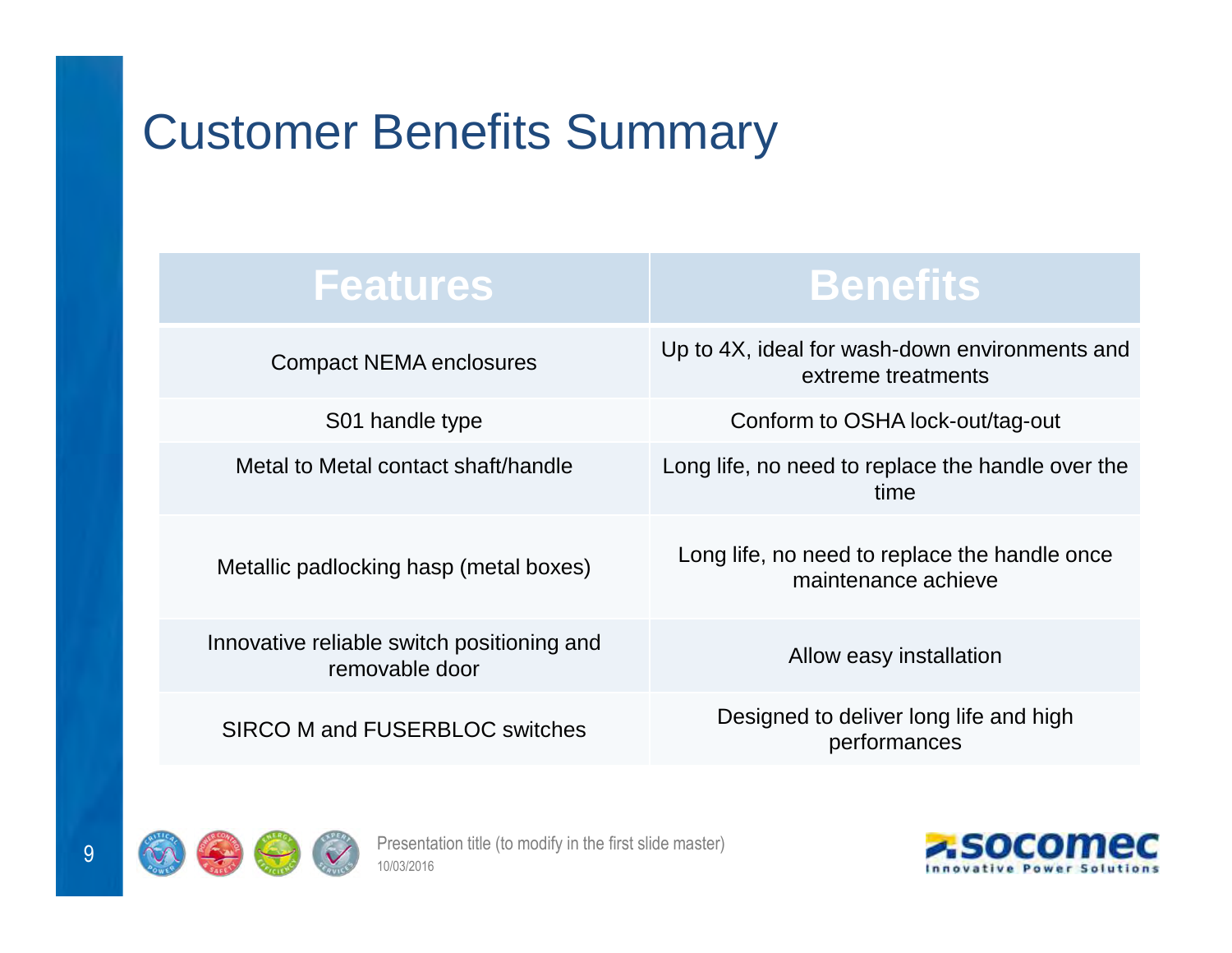# Customer Benefits Summary

| Features | Benefits |
|---|---|
| Compact NEMA enclosures | Up to 4X, ideal for wash-down environments and extreme treatments |
| S01 handle type | Conform to OSHA lock-out/tag-out |
| Metal to Metal contact shaft/handle | Long life, no need to replace the handle over the time |
| Metallic padlocking hasp (metal boxes) | Long life, no need to replace the handle once maintenance achieve |
| Innovative reliable switch positioning and removable door | Allow easy installation |
| SIRCO M and FUSERBLOC switches | Designed to deliver long life and high performances |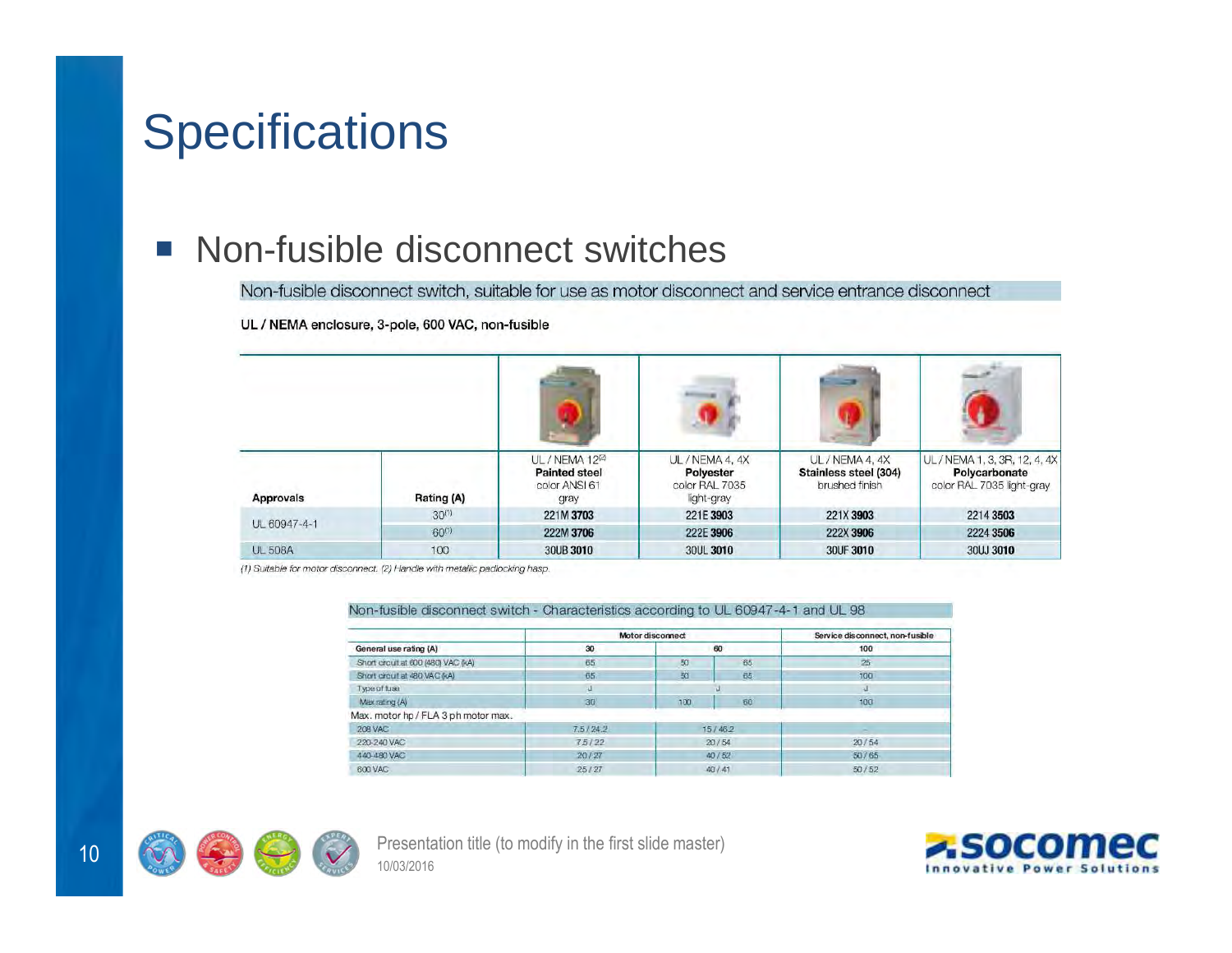# Specifications

- Non-fusible disconnect switches

Non-fusible disconnect switch, suitable for use as motor disconnect and service entrance disconnect

**UL / NEMA enclosure, 3-pole, 600 VAC, non-fusible**

| Approvals | Rating (A) | UL / NEMA 12[2] **Painted steel** color ANSI 61 gray | UL / NEMA 4, 4X **Polyester** color RAL 7035 light-gray | UL / NEMA 4, 4X **Stainless steel (304)** brushed finish | UL / NEMA 1, 3, 3R, 12, 4, 4X **Polycarbonate** color RAL 7035 light-gray |
|---|---|---|---|---|---|
| UL 60947-4-1 | 30[1] | 221M **3703** | 221E **3903** | 221X **3903** | 2214 **3503** |
| | 60[1] | 222M **3706** | 222E **3906** | 222X **3906** | 2224 **3506** |
| UL 508A | 100 | 30UB **3010** | 30UL **3010** | 30UF **3010** | 30UJ **3010** |

*(1) Suitable for motor disconnect. (2) Handle with metallic padlocking hasp.*

Non-fusible disconnect switch - Characteristics according to UL 60947-4-1 and UL 98

| | Motor disconnect | | | Service disconnect, non-fusible |
|---|---|---|---|---|
| **General use rating (A)** | **30** | **60** | | **100** |
| Short circuit at 600 (480) VAC (kA) | 65 | 50 | 65 | 25 |
| Short circuit at 480 VAC (kA) | 65 | 50 | 65 | 100 |
| Type of fuse | J | J | | J |
| Max rating (A) | 30 | 100 | 60 | 100 |
| Max. motor hp / FLA 3 ph motor max. | | | | |
| 208 VAC | 7.5 / 24.2 | 15 / 46.2 | | - |
| 220-240 VAC | 7.5 / 22 | 20 / 54 | | 20 / 54 |
| 440-480 VAC | 20 / 27 | 40 / 52 | | 50 / 65 |
| 600 VAC | 25 / 27 | 40 / 41 | | 50 / 52 |

Presentation title (to modify in the first slide master)
10/03/2016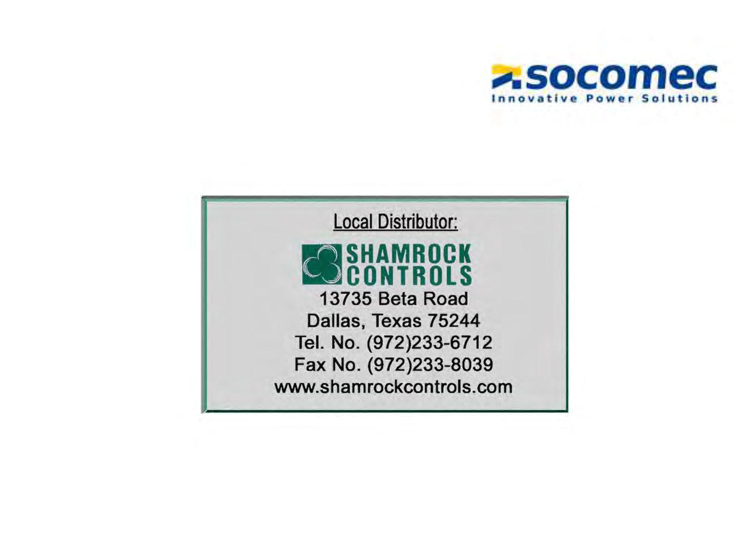socomec

Innovative Power Solutions

Local Distributor:

SHAMROCK CONTROLS

13735 Beta Road

Dallas, Texas 75244

Tel. No. (972)233-6712

Fax No. (972)233-8039

www.shamrockcontrols.com